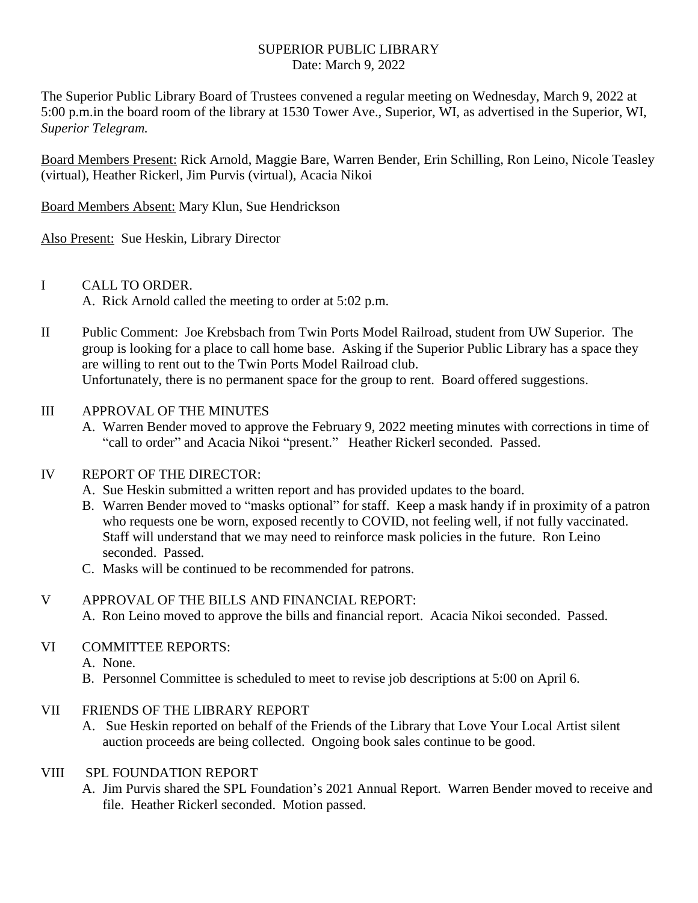SUPERIOR PUBLIC LIBRARY
Date: March 9, 2022

The Superior Public Library Board of Trustees convened a regular meeting on Wednesday, March 9, 2022 at 5:00 p.m.in the board room of the library at 1530 Tower Ave., Superior, WI, as advertised in the Superior, WI, *Superior Telegram.*

<u>Board Members Present:</u> Rick Arnold, Maggie Bare, Warren Bender, Erin Schilling, Ron Leino, Nicole Teasley (virtual), Heather Rickerl, Jim Purvis (virtual), Acacia Nikoi

<u>Board Members Absent:</u> Mary Klun, Sue Hendrickson

<u>Also Present:</u> Sue Heskin, Library Director

I CALL TO ORDER.

A. Rick Arnold called the meeting to order at 5:02 p.m.

II Public Comment: Joe Krebsbach from Twin Ports Model Railroad, student from UW Superior. The group is looking for a place to call home base. Asking if the Superior Public Library has a space they are willing to rent out to the Twin Ports Model Railroad club.
Unfortunately, there is no permanent space for the group to rent. Board offered suggestions.

III APPROVAL OF THE MINUTES

A. Warren Bender moved to approve the February 9, 2022 meeting minutes with corrections in time of "call to order" and Acacia Nikoi "present." Heather Rickerl seconded. Passed.

IV REPORT OF THE DIRECTOR:

A. Sue Heskin submitted a written report and has provided updates to the board.
B. Warren Bender moved to "masks optional" for staff. Keep a mask handy if in proximity of a patron who requests one be worn, exposed recently to COVID, not feeling well, if not fully vaccinated. Staff will understand that we may need to reinforce mask policies in the future. Ron Leino seconded. Passed.
C. Masks will be continued to be recommended for patrons.

V APPROVAL OF THE BILLS AND FINANCIAL REPORT:

A. Ron Leino moved to approve the bills and financial report. Acacia Nikoi seconded. Passed.

VI COMMITTEE REPORTS:

A. None.
B. Personnel Committee is scheduled to meet to revise job descriptions at 5:00 on April 6.

VII FRIENDS OF THE LIBRARY REPORT

A. Sue Heskin reported on behalf of the Friends of the Library that Love Your Local Artist silent auction proceeds are being collected. Ongoing book sales continue to be good.

VIII SPL FOUNDATION REPORT

A. Jim Purvis shared the SPL Foundation's 2021 Annual Report. Warren Bender moved to receive and file. Heather Rickerl seconded. Motion passed.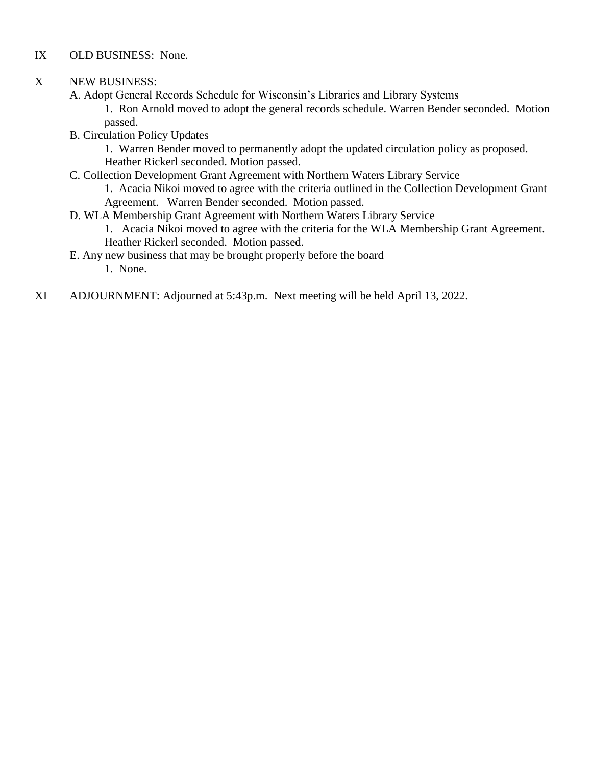IX OLD BUSINESS: None.

X NEW BUSINESS:

A. Adopt General Records Schedule for Wisconsin's Libraries and Library Systems

1. Ron Arnold moved to adopt the general records schedule. Warren Bender seconded. Motion passed.

B. Circulation Policy Updates

1. Warren Bender moved to permanently adopt the updated circulation policy as proposed. Heather Rickerl seconded. Motion passed.

C. Collection Development Grant Agreement with Northern Waters Library Service

1. Acacia Nikoi moved to agree with the criteria outlined in the Collection Development Grant Agreement. Warren Bender seconded. Motion passed.

D. WLA Membership Grant Agreement with Northern Waters Library Service

1. Acacia Nikoi moved to agree with the criteria for the WLA Membership Grant Agreement. Heather Rickerl seconded. Motion passed.

E. Any new business that may be brought properly before the board

1. None.

XI ADJOURNMENT: Adjourned at 5:43p.m. Next meeting will be held April 13, 2022.